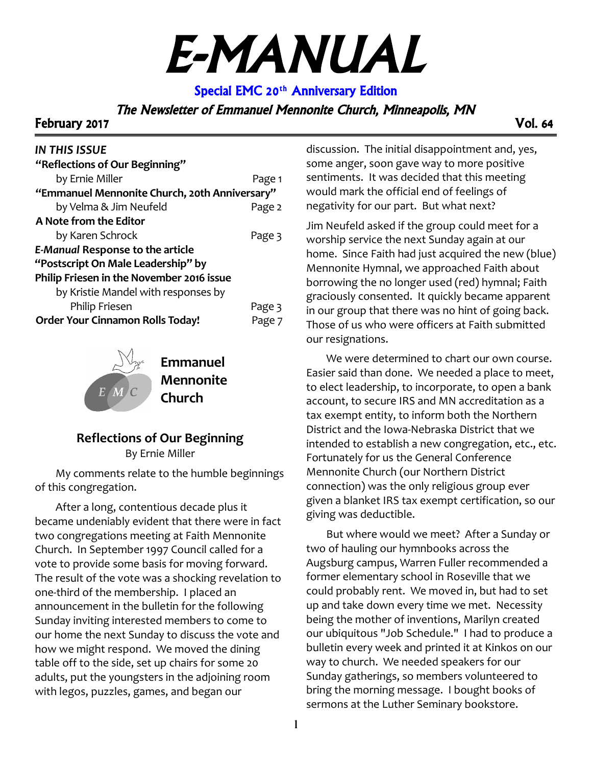# E-MANUAL

**Special EMC 20th Anniversary Edition**

***The Newsletter of Emmanuel Mennonite Church, Minneapolis, MN***

**February 2017** **Vol. 64**

***IN THIS ISSUE***

| | |
|---|---|
| **"Reflections of Our Beginning"** by Ernie Miller | Page 1 |
| **"Emmanuel Mennonite Church, 20th Anniversary"** by Velma & Jim Neufeld | Page 2 |
| **A Note from the Editor** by Karen Schrock | Page 3 |
| ***E-Manual* Response to the article "Postscript On Male Leadership" by Philip Friesen in the November 2016 issue** by Kristie Mandel with responses by Philip Friesen | Page 3 |
| **Order Your Cinnamon Rolls Today!** | Page 7 |

**Emmanuel Mennonite Church**

## Reflections of Our Beginning

By Ernie Miller

My comments relate to the humble beginnings of this congregation.

After a long, contentious decade plus it became undeniably evident that there were in fact two congregations meeting at Faith Mennonite Church. In September 1997 Council called for a vote to provide some basis for moving forward. The result of the vote was a shocking revelation to one-third of the membership. I placed an announcement in the bulletin for the following Sunday inviting interested members to come to our home the next Sunday to discuss the vote and how we might respond. We moved the dining table off to the side, set up chairs for some 20 adults, put the youngsters in the adjoining room with legos, puzzles, games, and began our discussion. The initial disappointment and, yes, some anger, soon gave way to more positive sentiments. It was decided that this meeting would mark the official end of feelings of negativity for our part. But what next?

Jim Neufeld asked if the group could meet for a worship service the next Sunday again at our home. Since Faith had just acquired the new (blue) Mennonite Hymnal, we approached Faith about borrowing the no longer used (red) hymnal; Faith graciously consented. It quickly became apparent in our group that there was no hint of going back. Those of us who were officers at Faith submitted our resignations.

We were determined to chart our own course. Easier said than done. We needed a place to meet, to elect leadership, to incorporate, to open a bank account, to secure IRS and MN accreditation as a tax exempt entity, to inform both the Northern District and the Iowa-Nebraska District that we intended to establish a new congregation, etc., etc. Fortunately for us the General Conference Mennonite Church (our Northern District connection) was the only religious group ever given a blanket IRS tax exempt certification, so our giving was deductible.

But where would we meet? After a Sunday or two of hauling our hymnbooks across the Augsburg campus, Warren Fuller recommended a former elementary school in Roseville that we could probably rent. We moved in, but had to set up and take down every time we met. Necessity being the mother of inventions, Marilyn created our ubiquitous "Job Schedule." I had to produce a bulletin every week and printed it at Kinkos on our way to church. We needed speakers for our Sunday gatherings, so members volunteered to bring the morning message. I bought books of sermons at the Luther Seminary bookstore.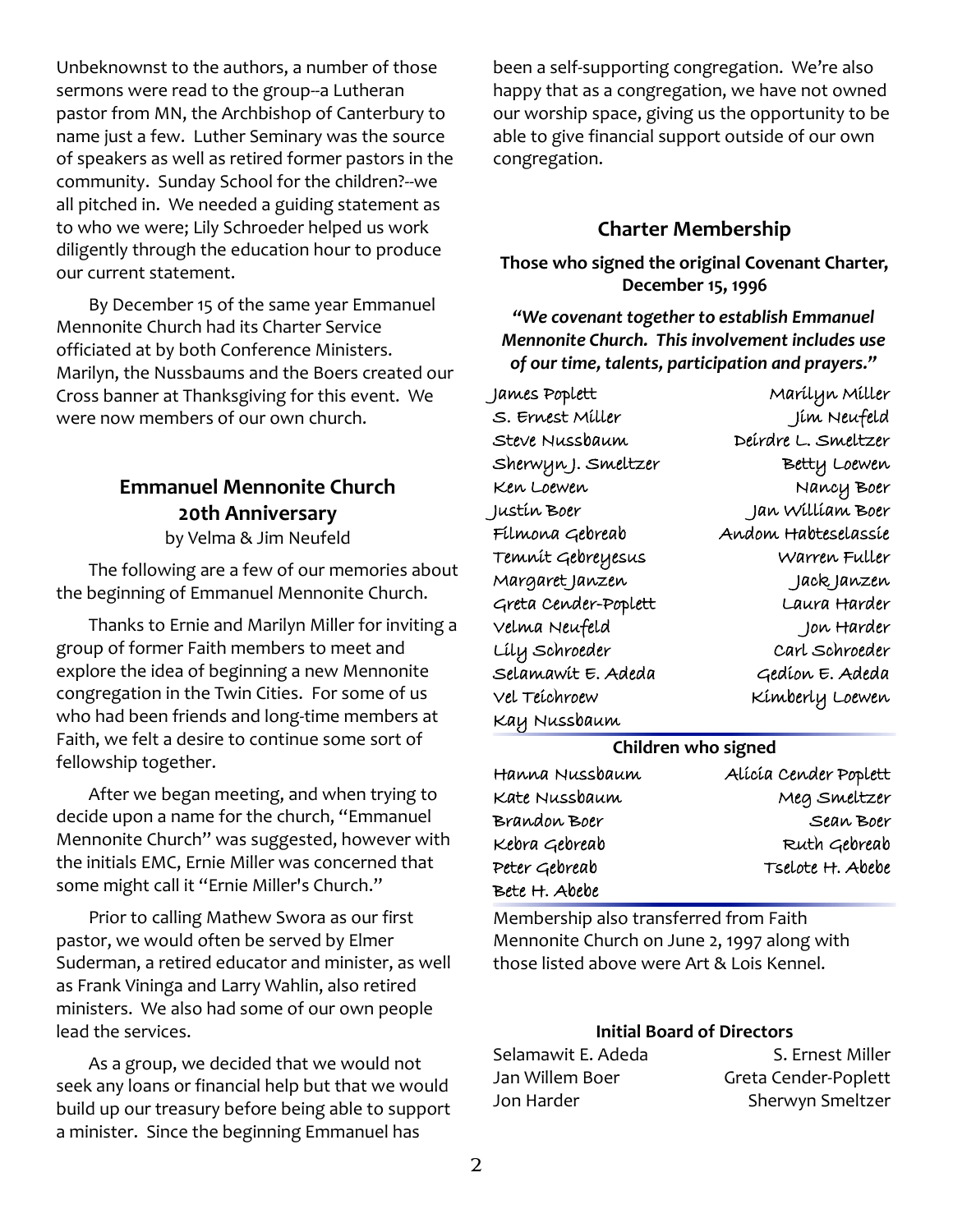Unbeknownst to the authors, a number of those sermons were read to the group--a Lutheran pastor from MN, the Archbishop of Canterbury to name just a few. Luther Seminary was the source of speakers as well as retired former pastors in the community. Sunday School for the children?--we all pitched in. We needed a guiding statement as to who we were; Lily Schroeder helped us work diligently through the education hour to produce our current statement.

By December 15 of the same year Emmanuel Mennonite Church had its Charter Service officiated at by both Conference Ministers. Marilyn, the Nussbaums and the Boers created our Cross banner at Thanksgiving for this event. We were now members of our own church.

## Emmanuel Mennonite Church 20th Anniversary

by Velma & Jim Neufeld

The following are a few of our memories about the beginning of Emmanuel Mennonite Church.

Thanks to Ernie and Marilyn Miller for inviting a group of former Faith members to meet and explore the idea of beginning a new Mennonite congregation in the Twin Cities. For some of us who had been friends and long-time members at Faith, we felt a desire to continue some sort of fellowship together.

After we began meeting, and when trying to decide upon a name for the church, "Emmanuel Mennonite Church" was suggested, however with the initials EMC, Ernie Miller was concerned that some might call it "Ernie Miller's Church."

Prior to calling Mathew Swora as our first pastor, we would often be served by Elmer Suderman, a retired educator and minister, as well as Frank Vininga and Larry Wahlin, also retired ministers. We also had some of our own people lead the services.

As a group, we decided that we would not seek any loans or financial help but that we would build up our treasury before being able to support a minister. Since the beginning Emmanuel has been a self-supporting congregation. We're also happy that as a congregation, we have not owned our worship space, giving us the opportunity to be able to give financial support outside of our own congregation.

## Charter Membership

**Those who signed the original Covenant Charter, December 15, 1996**

***"We covenant together to establish Emmanuel Mennonite Church. This involvement includes use of our time, talents, participation and prayers."***

James Poplett
Marilyn Miller
S. Ernest Miller
Jim Neufeld
Steve Nussbaum
Deirdre L. Smeltzer
Sherwyn J. Smeltzer
Betty Loewen
Ken Loewen
Nancy Boer
Justin Boer
Jan William Boer
Filmona Gebreab
Andom Habteselassie
Temnit Gebreyesus
Warren Fuller
Margaret Janzen
Jack Janzen
Greta Cender-Poplett
Laura Harder
Velma Neufeld
Jon Harder
Lily Schroeder
Carl Schroeder
Selamawit E. Adeda
Gedion E. Adeda
Vel Teichroew
Kimberly Loewen
Kay Nussbaum

**Children who signed**

Hanna Nussbaum
Alicia Cender Poplett
Kate Nussbaum
Meg Smeltzer
Brandon Boer
Sean Boer
Kebra Gebreab
Ruth Gebreab
Peter Gebreab
Tselote H. Abebe
Bete H. Abebe

Membership also transferred from Faith Mennonite Church on June 2, 1997 along with those listed above were Art & Lois Kennel.

**Initial Board of Directors**

Selamawit E. Adeda
S. Ernest Miller
Jan Willem Boer
Greta Cender-Poplett
Jon Harder
Sherwyn Smeltzer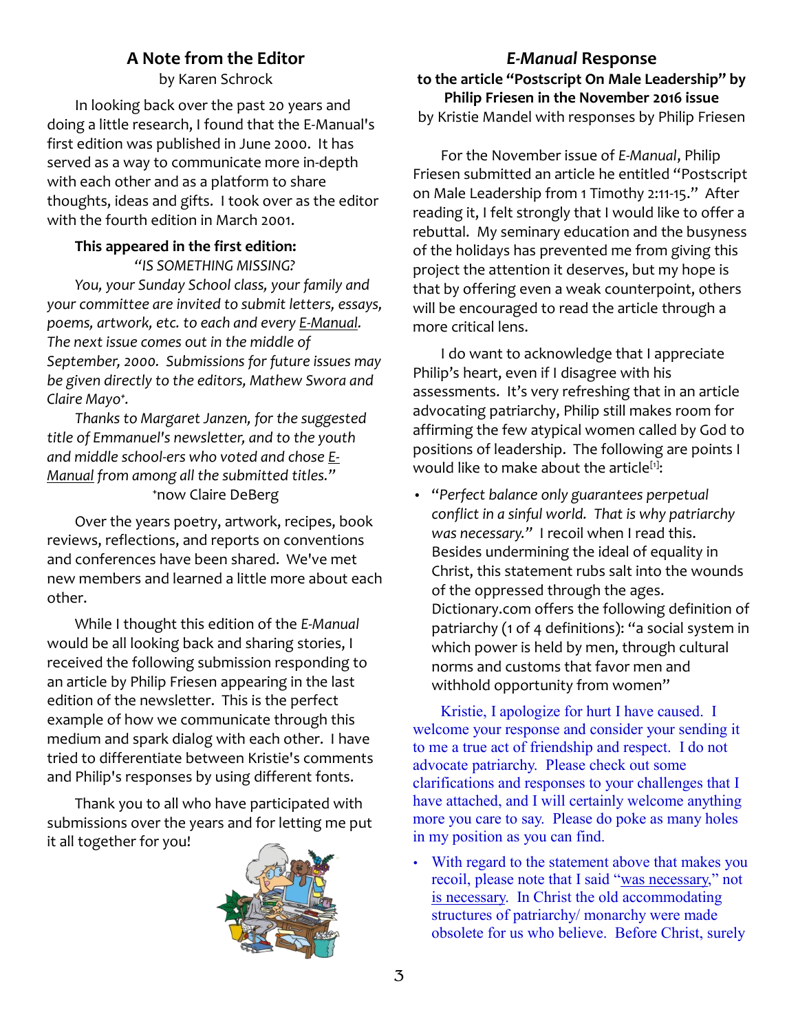## A Note from the Editor

by Karen Schrock

In looking back over the past 20 years and doing a little research, I found that the E-Manual's first edition was published in June 2000. It has served as a way to communicate more in-depth with each other and as a platform to share thoughts, ideas and gifts. I took over as the editor with the fourth edition in March 2001.

**This appeared in the first edition:**

*"IS SOMETHING MISSING?*

*You, your Sunday School class, your family and your committee are invited to submit letters, essays, poems, artwork, etc. to each and every* E-Manual. *The next issue comes out in the middle of September, 2000. Submissions for future issues may be given directly to the editors, Mathew Swora and Claire Mayo*\*.

*Thanks to Margaret Janzen, for the suggested title of Emmanuel's newsletter, and to the youth and middle school-ers who voted and chose* E-Manual *from among all the submitted titles."*

\*now Claire DeBerg

Over the years poetry, artwork, recipes, book reviews, reflections, and reports on conventions and conferences have been shared. We've met new members and learned a little more about each other.

While I thought this edition of the *E-Manual* would be all looking back and sharing stories, I received the following submission responding to an article by Philip Friesen appearing in the last edition of the newsletter. This is the perfect example of how we communicate through this medium and spark dialog with each other. I have tried to differentiate between Kristie's comments and Philip's responses by using different fonts.

Thank you to all who have participated with submissions over the years and for letting me put it all together for you!

## *E-Manual* Response

**to the article "Postscript On Male Leadership" by Philip Friesen in the November 2016 issue**

by Kristie Mandel with responses by Philip Friesen

For the November issue of *E-Manual*, Philip Friesen submitted an article he entitled "Postscript on Male Leadership from 1 Timothy 2:11-15." After reading it, I felt strongly that I would like to offer a rebuttal. My seminary education and the busyness of the holidays has prevented me from giving this project the attention it deserves, but my hope is that by offering even a weak counterpoint, others will be encouraged to read the article through a more critical lens.

I do want to acknowledge that I appreciate Philip's heart, even if I disagree with his assessments. It's very refreshing that in an article advocating patriarchy, Philip still makes room for affirming the few atypical women called by God to positions of leadership. The following are points I would like to make about the article[1]:

- *"Perfect balance only guarantees perpetual conflict in a sinful world. That is why patriarchy was necessary."* I recoil when I read this. Besides undermining the ideal of equality in Christ, this statement rubs salt into the wounds of the oppressed through the ages. Dictionary.com offers the following definition of patriarchy (1 of 4 definitions): "a social system in which power is held by men, through cultural norms and customs that favor men and withhold opportunity from women"

Kristie, I apologize for hurt I have caused. I welcome your response and consider your sending it to me a true act of friendship and respect. I do not advocate patriarchy. Please check out some clarifications and responses to your challenges that I have attached, and I will certainly welcome anything more you care to say. Please do poke as many holes in my position as you can find.

- With regard to the statement above that makes you recoil, please note that I said "was necessary," not is necessary. In Christ the old accommodating structures of patriarchy/ monarchy were made obsolete for us who believe. Before Christ, surely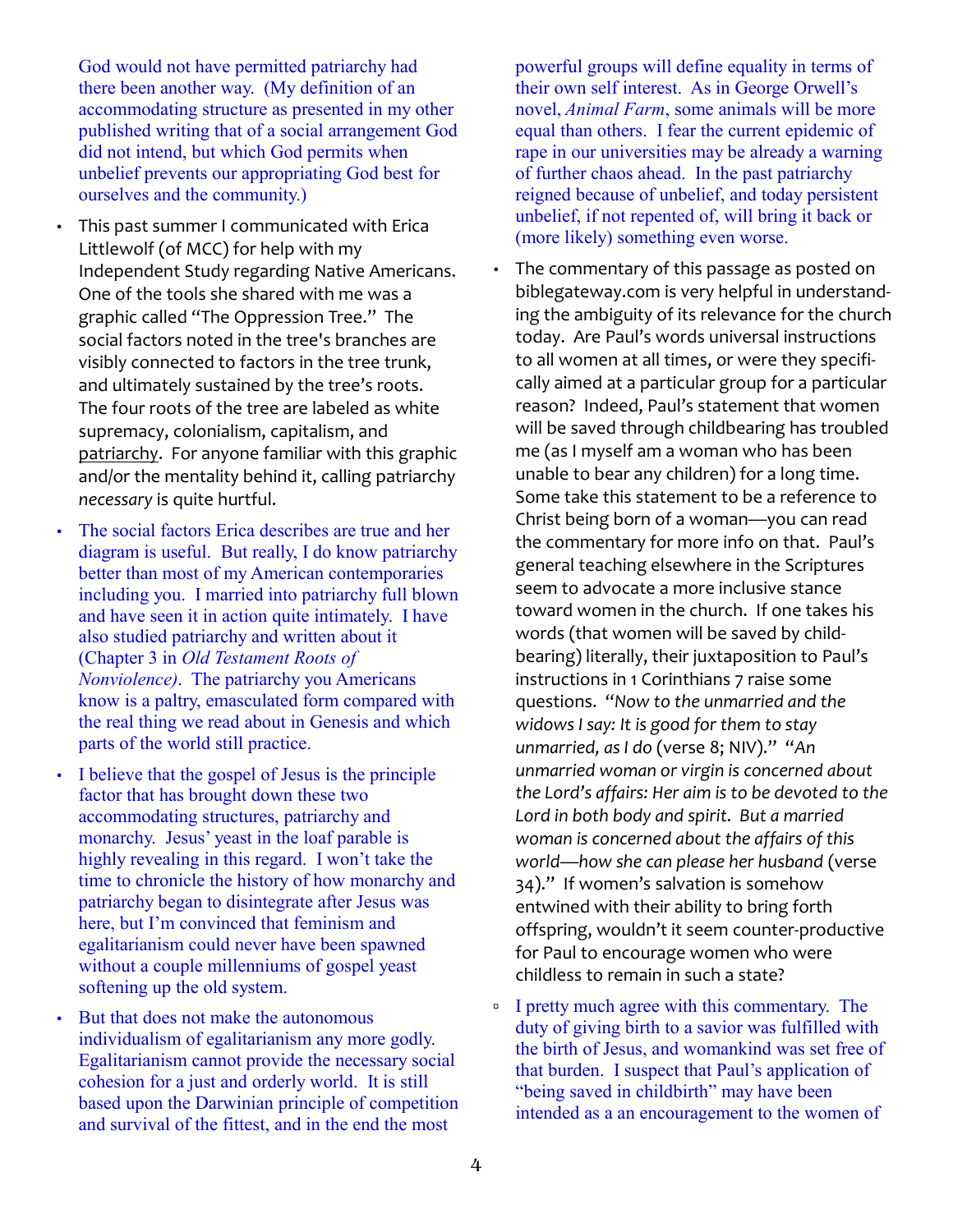God would not have permitted patriarchy had there been another way. (My definition of an accommodating structure as presented in my other published writing that of a social arrangement God did not intend, but which God permits when unbelief prevents our appropriating God best for ourselves and the community.)

- This past summer I communicated with Erica Littlewolf (of MCC) for help with my Independent Study regarding Native Americans. One of the tools she shared with me was a graphic called "The Oppression Tree." The social factors noted in the tree's branches are visibly connected to factors in the tree trunk, and ultimately sustained by the tree's roots. The four roots of the tree are labeled as white supremacy, colonialism, capitalism, and patriarchy. For anyone familiar with this graphic and/or the mentality behind it, calling patriarchy *necessary* is quite hurtful.

- The social factors Erica describes are true and her diagram is useful. But really, I do know patriarchy better than most of my American contemporaries including you. I married into patriarchy full blown and have seen it in action quite intimately. I have also studied patriarchy and written about it (Chapter 3 in *Old Testament Roots of Nonviolence)*. The patriarchy you Americans know is a paltry, emasculated form compared with the real thing we read about in Genesis and which parts of the world still practice.

- I believe that the gospel of Jesus is the principle factor that has brought down these two accommodating structures, patriarchy and monarchy. Jesus' yeast in the loaf parable is highly revealing in this regard. I won't take the time to chronicle the history of how monarchy and patriarchy began to disintegrate after Jesus was here, but I'm convinced that feminism and egalitarianism could never have been spawned without a couple millenniums of gospel yeast softening up the old system.

- But that does not make the autonomous individualism of egalitarianism any more godly. Egalitarianism cannot provide the necessary social cohesion for a just and orderly world. It is still based upon the Darwinian principle of competition and survival of the fittest, and in the end the most powerful groups will define equality in terms of their own self interest. As in George Orwell's novel, *Animal Farm*, some animals will be more equal than others. I fear the current epidemic of rape in our universities may be already a warning of further chaos ahead. In the past patriarchy reigned because of unbelief, and today persistent unbelief, if not repented of, will bring it back or (more likely) something even worse.

- The commentary of this passage as posted on biblegateway.com is very helpful in understanding the ambiguity of its relevance for the church today. Are Paul's words universal instructions to all women at all times, or were they specifically aimed at a particular group for a particular reason? Indeed, Paul's statement that women will be saved through childbearing has troubled me (as I myself am a woman who has been unable to bear any children) for a long time. Some take this statement to be a reference to Christ being born of a woman—you can read the commentary for more info on that. Paul's general teaching elsewhere in the Scriptures seem to advocate a more inclusive stance toward women in the church. If one takes his words (that women will be saved by childbearing) literally, their juxtaposition to Paul's instructions in 1 Corinthians 7 raise some questions. "*Now to the unmarried and the widows I say: It is good for them to stay unmarried, as I do* (verse 8; NIV)." "*An unmarried woman or virgin is concerned about the Lord's affairs: Her aim is to be devoted to the Lord in both body and spirit. But a married woman is concerned about the affairs of this world—how she can please her husband* (verse 34)." If women's salvation is somehow entwined with their ability to bring forth offspring, wouldn't it seem counter-productive for Paul to encourage women who were childless to remain in such a state?

  - I pretty much agree with this commentary. The duty of giving birth to a savior was fulfilled with the birth of Jesus, and womankind was set free of that burden. I suspect that Paul's application of "being saved in childbirth" may have been intended as a an encouragement to the women of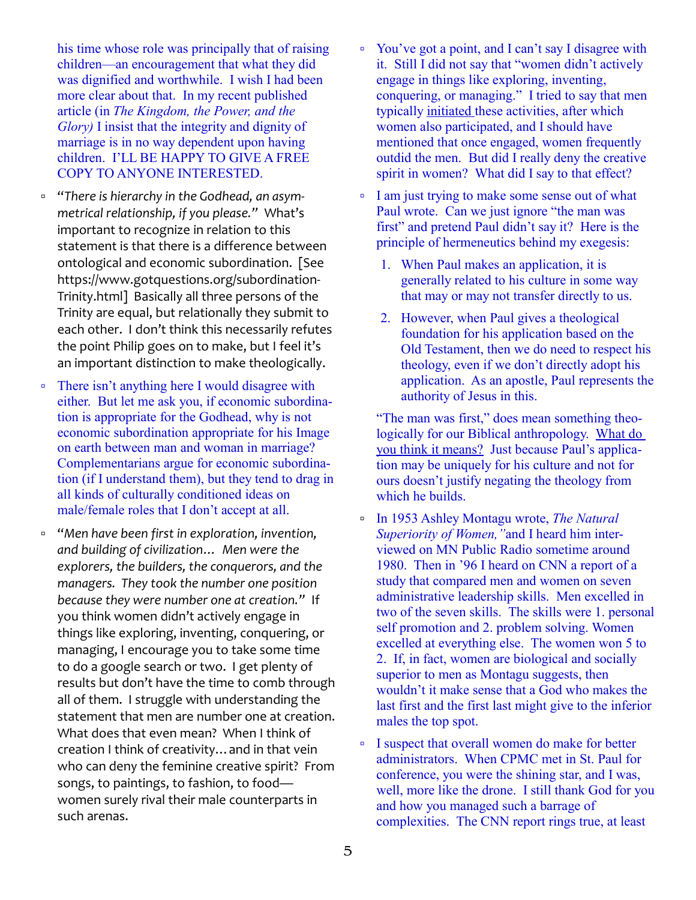his time whose role was principally that of raising children—an encouragement that what they did was dignified and worthwhile. I wish I had been more clear about that. In my recent published article (in *The Kingdom, the Power, and the Glory)* I insist that the integrity and dignity of marriage is in no way dependent upon having children. I'LL BE HAPPY TO GIVE A FREE COPY TO ANYONE INTERESTED.

- "*There is hierarchy in the Godhead, an asymmetrical relationship, if you please.*" What's important to recognize in relation to this statement is that there is a difference between ontological and economic subordination. [See https://www.gotquestions.org/subordination-Trinity.html] Basically all three persons of the Trinity are equal, but relationally they submit to each other. I don't think this necessarily refutes the point Philip goes on to make, but I feel it's an important distinction to make theologically.

- There isn't anything here I would disagree with either. But let me ask you, if economic subordination is appropriate for the Godhead, why is not economic subordination appropriate for his Image on earth between man and woman in marriage? Complementarians argue for economic subordination (if I understand them), but they tend to drag in all kinds of culturally conditioned ideas on male/female roles that I don't accept at all.

- "*Men have been first in exploration, invention, and building of civilization… Men were the explorers, the builders, the conquerors, and the managers. They took the number one position because they were number one at creation.*" If you think women didn't actively engage in things like exploring, inventing, conquering, or managing, I encourage you to take some time to do a google search or two. I get plenty of results but don't have the time to comb through all of them. I struggle with understanding the statement that men are number one at creation. What does that even mean? When I think of creation I think of creativity…and in that vein who can deny the feminine creative spirit? From songs, to paintings, to fashion, to food—women surely rival their male counterparts in such arenas.

- You've got a point, and I can't say I disagree with it. Still I did not say that "women didn't actively engage in things like exploring, inventing, conquering, or managing." I tried to say that men typically initiated these activities, after which women also participated, and I should have mentioned that once engaged, women frequently outdid the men. But did I really deny the creative spirit in women? What did I say to that effect?

- I am just trying to make some sense out of what Paul wrote. Can we just ignore "the man was first" and pretend Paul didn't say it? Here is the principle of hermeneutics behind my exegesis:

  1. When Paul makes an application, it is generally related to his culture in some way that may or may not transfer directly to us.
  2. However, when Paul gives a theological foundation for his application based on the Old Testament, then we do need to respect his theology, even if we don't directly adopt his application. As an apostle, Paul represents the authority of Jesus in this.

  "The man was first," does mean something theologically for our Biblical anthropology. What do you think it means? Just because Paul's application may be uniquely for his culture and not for ours doesn't justify negating the theology from which he builds.

- In 1953 Ashley Montagu wrote, *The Natural Superiority of Women,"* and I heard him interviewed on MN Public Radio sometime around 1980. Then in '96 I heard on CNN a report of a study that compared men and women on seven administrative leadership skills. Men excelled in two of the seven skills. The skills were 1. personal self promotion and 2. problem solving. Women excelled at everything else. The women won 5 to 2. If, in fact, women are biological and socially superior to men as Montagu suggests, then wouldn't it make sense that a God who makes the last first and the first last might give to the inferior males the top spot.

- I suspect that overall women do make for better administrators. When CPMC met in St. Paul for conference, you were the shining star, and I was, well, more like the drone. I still thank God for you and how you managed such a barrage of complexities. The CNN report rings true, at least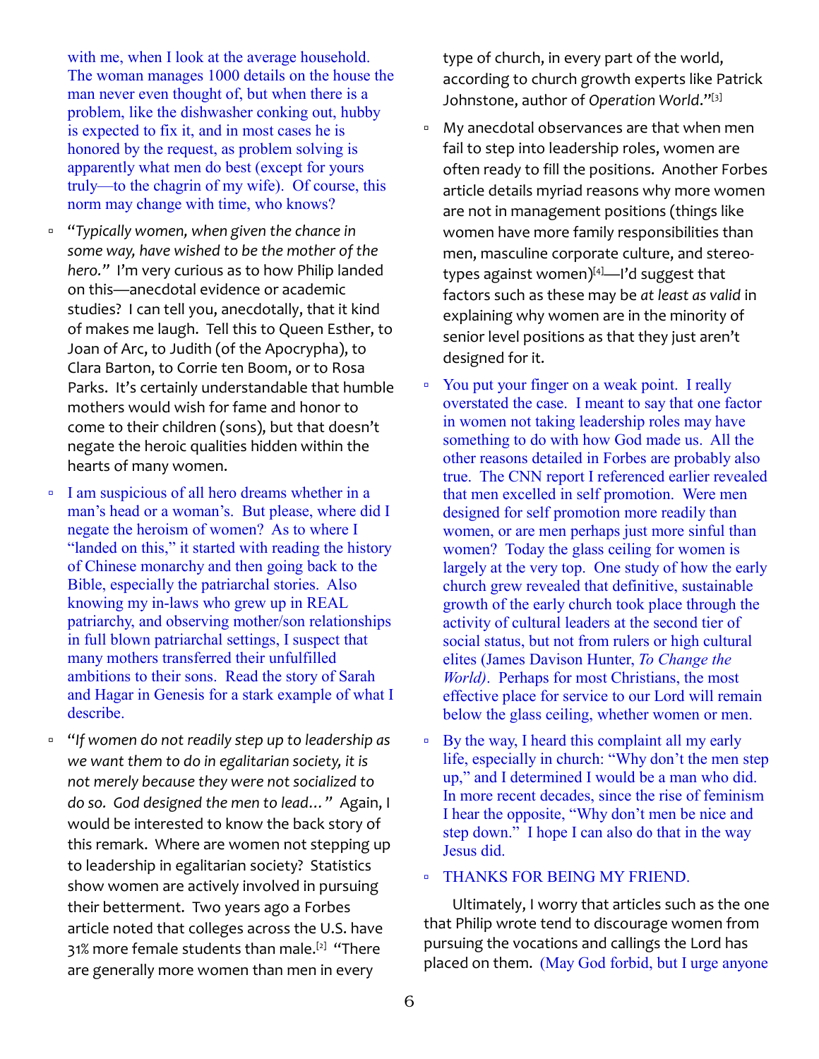with me, when I look at the average household. The woman manages 1000 details on the house the man never even thought of, but when there is a problem, like the dishwasher conking out, hubby is expected to fix it, and in most cases he is honored by the request, as problem solving is apparently what men do best (except for yours truly—to the chagrin of my wife). Of course, this norm may change with time, who knows?

- "*Typically women, when given the chance in some way, have wished to be the mother of the hero.*" I'm very curious as to how Philip landed on this—anecdotal evidence or academic studies? I can tell you, anecdotally, that it kind of makes me laugh. Tell this to Queen Esther, to Joan of Arc, to Judith (of the Apocrypha), to Clara Barton, to Corrie ten Boom, or to Rosa Parks. It's certainly understandable that humble mothers would wish for fame and honor to come to their children (sons), but that doesn't negate the heroic qualities hidden within the hearts of many women.
- I am suspicious of all hero dreams whether in a man's head or a woman's. But please, where did I negate the heroism of women? As to where I "landed on this," it started with reading the history of Chinese monarchy and then going back to the Bible, especially the patriarchal stories. Also knowing my in-laws who grew up in REAL patriarchy, and observing mother/son relationships in full blown patriarchal settings, I suspect that many mothers transferred their unfulfilled ambitions to their sons. Read the story of Sarah and Hagar in Genesis for a stark example of what I describe.
- "*If women do not readily step up to leadership as we want them to do in egalitarian society, it is not merely because they were not socialized to do so. God designed the men to lead…*" Again, I would be interested to know the back story of this remark. Where are women not stepping up to leadership in egalitarian society? Statistics show women are actively involved in pursuing their betterment. Two years ago a Forbes article noted that colleges across the U.S. have 31% more female students than male.[2] "There are generally more women than men in every type of church, in every part of the world, according to church growth experts like Patrick Johnstone, author of *Operation World*."[3]
- My anecdotal observances are that when men fail to step into leadership roles, women are often ready to fill the positions. Another Forbes article details myriad reasons why more women are not in management positions (things like women have more family responsibilities than men, masculine corporate culture, and stereotypes against women)[4]—I'd suggest that factors such as these may be *at least as valid* in explaining why women are in the minority of senior level positions as that they just aren't designed for it.
- You put your finger on a weak point. I really overstated the case. I meant to say that one factor in women not taking leadership roles may have something to do with how God made us. All the other reasons detailed in Forbes are probably also true. The CNN report I referenced earlier revealed that men excelled in self promotion. Were men designed for self promotion more readily than women, or are men perhaps just more sinful than women? Today the glass ceiling for women is largely at the very top. One study of how the early church grew revealed that definitive, sustainable growth of the early church took place through the activity of cultural leaders at the second tier of social status, but not from rulers or high cultural elites (James Davison Hunter, *To Change the World)*. Perhaps for most Christians, the most effective place for service to our Lord will remain below the glass ceiling, whether women or men.
- By the way, I heard this complaint all my early life, especially in church: "Why don't the men step up," and I determined I would be a man who did. In more recent decades, since the rise of feminism I hear the opposite, "Why don't men be nice and step down." I hope I can also do that in the way Jesus did.
- THANKS FOR BEING MY FRIEND.

Ultimately, I worry that articles such as the one that Philip wrote tend to discourage women from pursuing the vocations and callings the Lord has placed on them. (May God forbid, but I urge anyone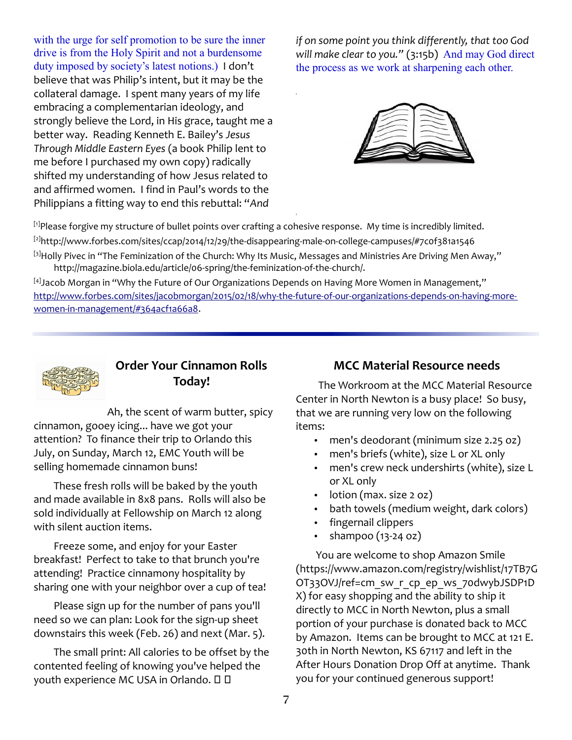with the urge for self promotion to be sure the inner drive is from the Holy Spirit and not a burdensome duty imposed by society's latest notions.) I don't believe that was Philip's intent, but it may be the collateral damage. I spent many years of my life embracing a complementarian ideology, and strongly believe the Lord, in His grace, taught me a better way. Reading Kenneth E. Bailey's *Jesus Through Middle Eastern Eyes* (a book Philip lent to me before I purchased my own copy) radically shifted my understanding of how Jesus related to and affirmed women. I find in Paul's words to the Philippians a fitting way to end this rebuttal: "*And if on some point you think differently, that too God will make clear to you.*" (3:15b) And may God direct the process as we work at sharpening each other.

[1]Please forgive my structure of bullet points over crafting a cohesive response. My time is incredibly limited.

[2]http://www.forbes.com/sites/ccap/2014/12/29/the-disappearing-male-on-college-campuses/#7c0f381a1546

[3]Holly Pivec in "The Feminization of the Church: Why Its Music, Messages and Ministries Are Driving Men Away," http://magazine.biola.edu/article/06-spring/the-feminization-of-the-church/.

[4]Jacob Morgan in "Why the Future of Our Organizations Depends on Having More Women in Management," http://www.forbes.com/sites/jacobmorgan/2015/02/18/why-the-future-of-our-organizations-depends-on-having-more-women-in-management/#364acf1a66a8.

## Order Your Cinnamon Rolls Today!

Ah, the scent of warm butter, spicy cinnamon, gooey icing... have we got your attention? To finance their trip to Orlando this July, on Sunday, March 12, EMC Youth will be selling homemade cinnamon buns!

These fresh rolls will be baked by the youth and made available in 8x8 pans. Rolls will also be sold individually at Fellowship on March 12 along with silent auction items.

Freeze some, and enjoy for your Easter breakfast! Perfect to take to that brunch you're attending! Practice cinnamony hospitality by sharing one with your neighbor over a cup of tea!

Please sign up for the number of pans you'll need so we can plan: Look for the sign-up sheet downstairs this week (Feb. 26) and next (Mar. 5).

The small print: All calories to be offset by the contented feeling of knowing you've helped the youth experience MC USA in Orlando.

## MCC Material Resource needs

The Workroom at the MCC Material Resource Center in North Newton is a busy place! So busy, that we are running very low on the following items:

- men's deodorant (minimum size 2.25 oz)
- men's briefs (white), size L or XL only
- men's crew neck undershirts (white), size L or XL only
- lotion (max. size 2 oz)
- bath towels (medium weight, dark colors)
- fingernail clippers
- shampoo (13-24 oz)

You are welcome to shop Amazon Smile (https://www.amazon.com/registry/wishlist/17TB7GOT33OVJ/ref=cm_sw_r_cp_ep_ws_70dwybJSDP1DX) for easy shopping and the ability to ship it directly to MCC in North Newton, plus a small portion of your purchase is donated back to MCC by Amazon. Items can be brought to MCC at 121 E. 30th in North Newton, KS 67117 and left in the After Hours Donation Drop Off at anytime. Thank you for your continued generous support!